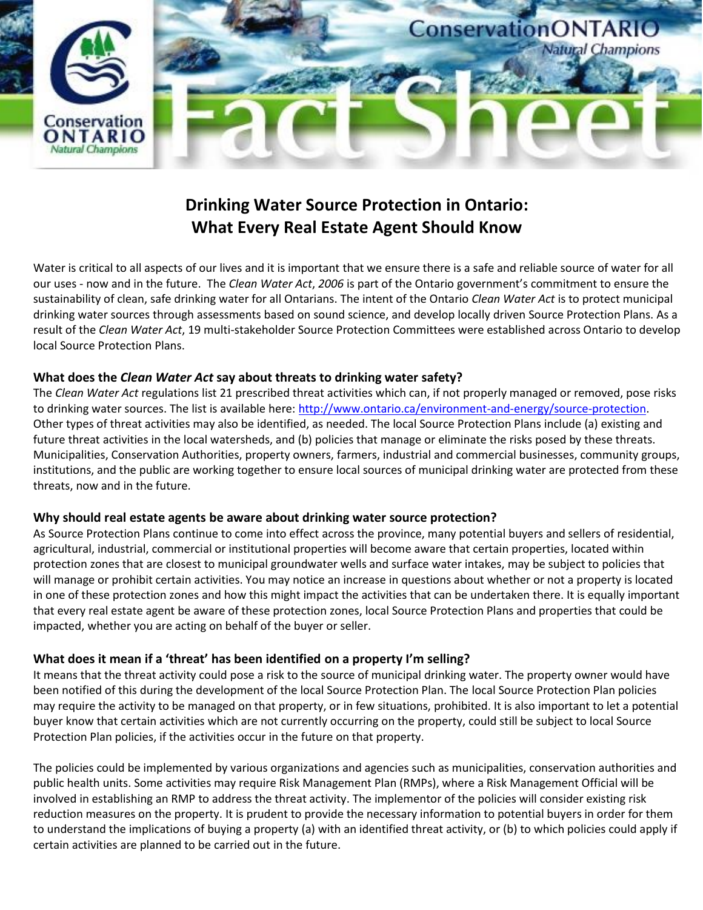# Drinking Water Source Protection in Ontario: What Every Real Estate Agent Should Know

Water is critical to all aspects of our lives and it is important that we ensure there is a safe and reliable source of water for all our uses - now and in the future. The *Clean Water Act*, *2006* is part of the Ontario government's commitment to ensure the sustainability of clean, safe drinking water for all Ontarians. The intent of the Ontario *Clean Water Act* is to protect municipal drinking water sources through assessments based on sound science, and develop locally driven Source Protection Plans. As a result of the *Clean Water Act*, 19 multi-stakeholder Source Protection Committees were established across Ontario to develop local Source Protection Plans.

### What does the *Clean Water Act* say about threats to drinking water safety?

The *Clean Water Act* regulations list 21 prescribed threat activities which can, if not properly managed or removed, pose risks to drinking water sources. The list is available here: http://www.ontario.ca/environment-and-energy/source-protection. Other types of threat activities may also be identified, as needed. The local Source Protection Plans include (a) existing and future threat activities in the local watersheds, and (b) policies that manage or eliminate the risks posed by these threats. Municipalities, Conservation Authorities, property owners, farmers, industrial and commercial businesses, community groups, institutions, and the public are working together to ensure local sources of municipal drinking water are protected from these threats, now and in the future.

### Why should real estate agents be aware about drinking water source protection?

As Source Protection Plans continue to come into effect across the province, many potential buyers and sellers of residential, agricultural, industrial, commercial or institutional properties will become aware that certain properties, located within protection zones that are closest to municipal groundwater wells and surface water intakes, may be subject to policies that will manage or prohibit certain activities. You may notice an increase in questions about whether or not a property is located in one of these protection zones and how this might impact the activities that can be undertaken there. It is equally important that every real estate agent be aware of these protection zones, local Source Protection Plans and properties that could be impacted, whether you are acting on behalf of the buyer or seller.

### What does it mean if a 'threat' has been identified on a property I'm selling?

It means that the threat activity could pose a risk to the source of municipal drinking water. The property owner would have been notified of this during the development of the local Source Protection Plan. The local Source Protection Plan policies may require the activity to be managed on that property, or in few situations, prohibited. It is also important to let a potential buyer know that certain activities which are not currently occurring on the property, could still be subject to local Source Protection Plan policies, if the activities occur in the future on that property.

The policies could be implemented by various organizations and agencies such as municipalities, conservation authorities and public health units. Some activities may require Risk Management Plan (RMPs), where a Risk Management Official will be involved in establishing an RMP to address the threat activity. The implementor of the policies will consider existing risk reduction measures on the property. It is prudent to provide the necessary information to potential buyers in order for them to understand the implications of buying a property (a) with an identified threat activity, or (b) to which policies could apply if certain activities are planned to be carried out in the future.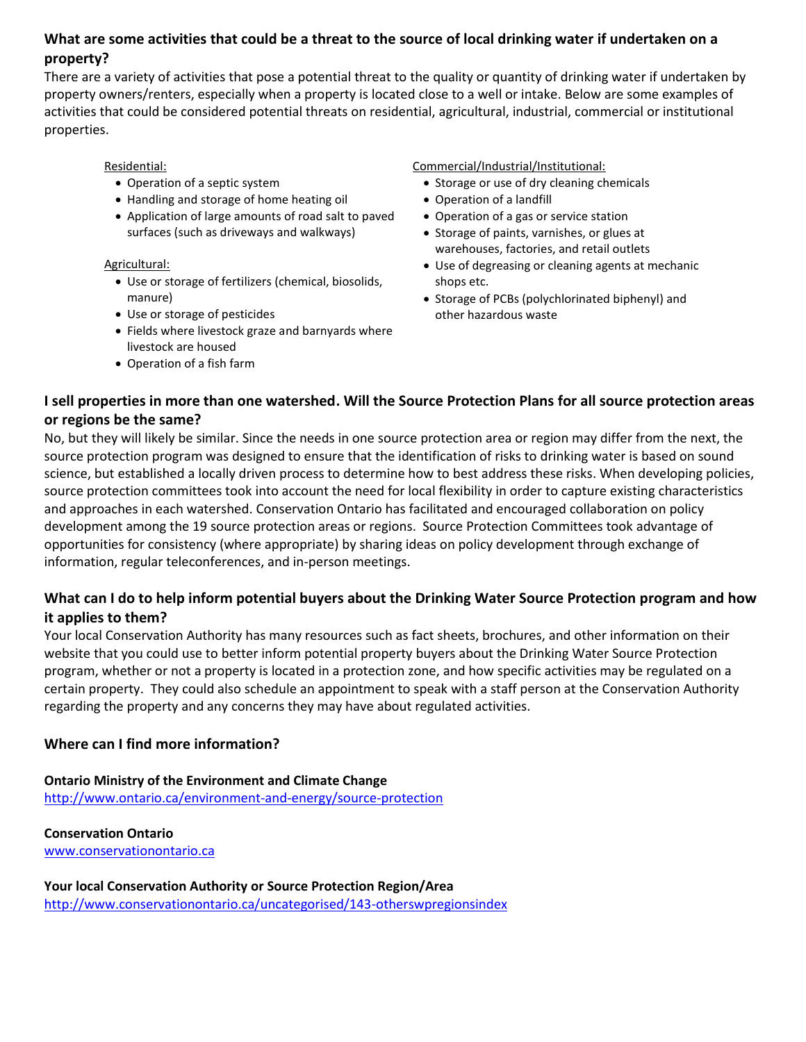### What are some activities that could be a threat to the source of local drinking water if undertaken on a property?

There are a variety of activities that pose a potential threat to the quality or quantity of drinking water if undertaken by property owners/renters, especially when a property is located close to a well or intake. Below are some examples of activities that could be considered potential threats on residential, agricultural, industrial, commercial or institutional properties.

Residential:

- Operation of a septic system
- Handling and storage of home heating oil
- Application of large amounts of road salt to paved surfaces (such as driveways and walkways)

Agricultural:

- Use or storage of fertilizers (chemical, biosolids, manure)
- Use or storage of pesticides
- Fields where livestock graze and barnyards where livestock are housed
- Operation of a fish farm

Commercial/Industrial/Institutional:

- Storage or use of dry cleaning chemicals
- Operation of a landfill
- Operation of a gas or service station
- Storage of paints, varnishes, or glues at warehouses, factories, and retail outlets
- Use of degreasing or cleaning agents at mechanic shops etc.
- Storage of PCBs (polychlorinated biphenyl) and other hazardous waste

### I sell properties in more than one watershed. Will the Source Protection Plans for all source protection areas or regions be the same?

No, but they will likely be similar. Since the needs in one source protection area or region may differ from the next, the source protection program was designed to ensure that the identification of risks to drinking water is based on sound science, but established a locally driven process to determine how to best address these risks. When developing policies, source protection committees took into account the need for local flexibility in order to capture existing characteristics and approaches in each watershed. Conservation Ontario has facilitated and encouraged collaboration on policy development among the 19 source protection areas or regions. Source Protection Committees took advantage of opportunities for consistency (where appropriate) by sharing ideas on policy development through exchange of information, regular teleconferences, and in-person meetings.

### What can I do to help inform potential buyers about the Drinking Water Source Protection program and how it applies to them?

Your local Conservation Authority has many resources such as fact sheets, brochures, and other information on their website that you could use to better inform potential property buyers about the Drinking Water Source Protection program, whether or not a property is located in a protection zone, and how specific activities may be regulated on a certain property. They could also schedule an appointment to speak with a staff person at the Conservation Authority regarding the property and any concerns they may have about regulated activities.

### Where can I find more information?

**Ontario Ministry of the Environment and Climate Change**
http://www.ontario.ca/environment-and-energy/source-protection

**Conservation Ontario**
www.conservationontario.ca

**Your local Conservation Authority or Source Protection Region/Area**
http://www.conservationontario.ca/uncategorised/143-otherswpregionsindex